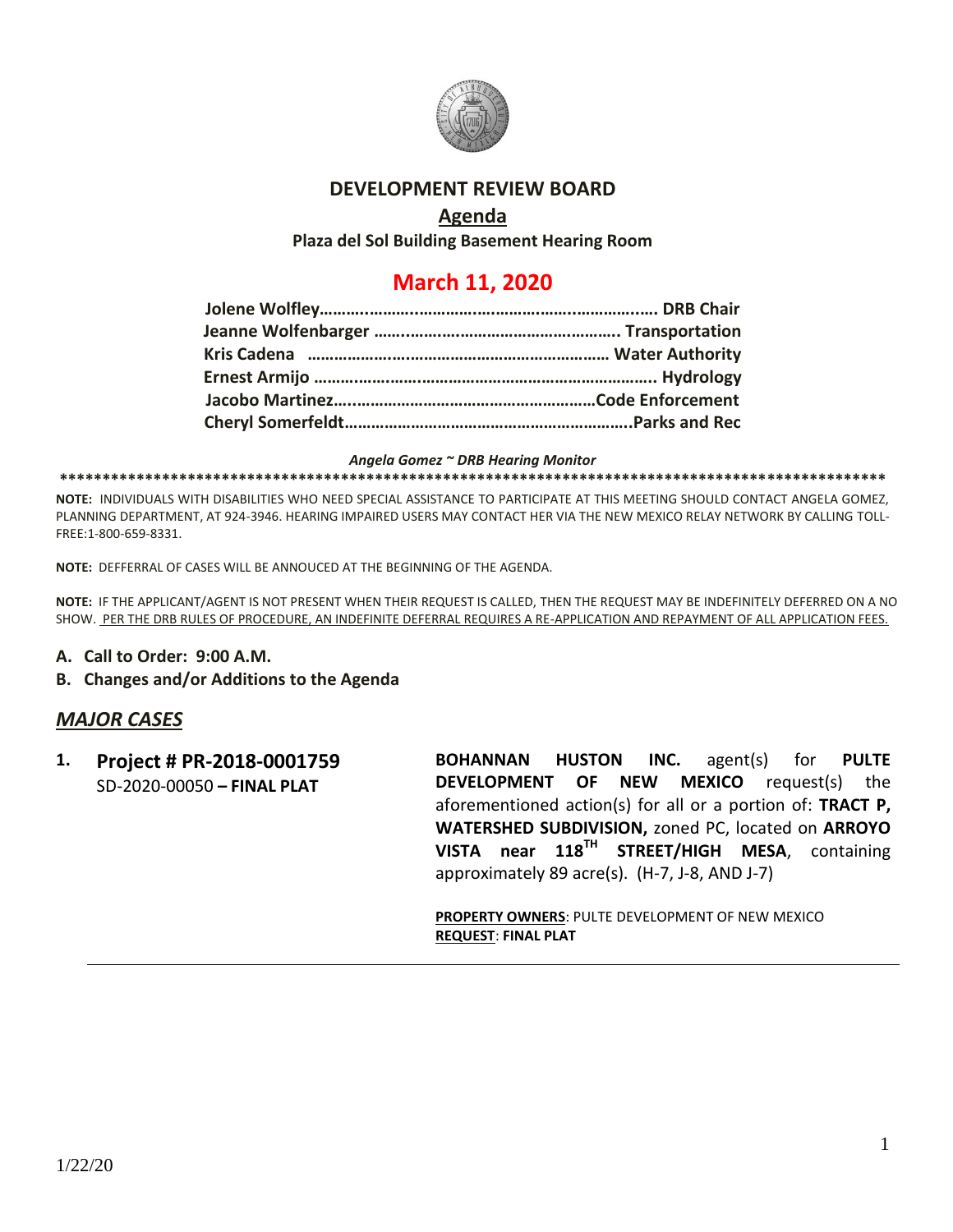# DEVELOPMENT REVIEW BOARD

## Agenda

**Plaza del Sol Building Basement Hearing Room**

## March 11, 2020

**Jolene Wolfley……………………………………………………………… DRB Chair**
**Jeanne Wolfenbarger ……………………………………………. Transportation**
**Kris Cadena ………………………………………………………… Water Authority**
**Ernest Armijo ………………………………………………………………….. Hydrology**
**Jacobo Martinez……………………………………………………Code Enforcement**
**Cheryl Somerfeldt……………………………………………………….Parks and Rec**

***Angela Gomez ~ DRB Hearing Monitor***

**************************************************************************************************

**NOTE:** INDIVIDUALS WITH DISABILITIES WHO NEED SPECIAL ASSISTANCE TO PARTICIPATE AT THIS MEETING SHOULD CONTACT ANGELA GOMEZ, PLANNING DEPARTMENT, AT 924-3946. HEARING IMPAIRED USERS MAY CONTACT HER VIA THE NEW MEXICO RELAY NETWORK BY CALLING TOLL-FREE:1-800-659-8331.

**NOTE:** DEFFERRAL OF CASES WILL BE ANNOUCED AT THE BEGINNING OF THE AGENDA.

**NOTE:** IF THE APPLICANT/AGENT IS NOT PRESENT WHEN THEIR REQUEST IS CALLED, THEN THE REQUEST MAY BE INDEFINITELY DEFERRED ON A NO SHOW. PER THE DRB RULES OF PROCEDURE, AN INDEFINITE DEFERRAL REQUIRES A RE-APPLICATION AND REPAYMENT OF ALL APPLICATION FEES.

**A. Call to Order: 9:00 A.M.**

**B. Changes and/or Additions to the Agenda**

## *MAJOR CASES*

**1. Project # PR-2018-0001759**
SD-2020-00050 **– FINAL PLAT**

**BOHANNAN HUSTON INC.** agent(s) for **PULTE DEVELOPMENT OF NEW MEXICO** request(s) the aforementioned action(s) for all or a portion of: **TRACT P, WATERSHED SUBDIVISION,** zoned PC, located on **ARROYO VISTA near 118TH STREET/HIGH MESA**, containing approximately 89 acre(s). (H-7, J-8, AND J-7)

**PROPERTY OWNERS**: PULTE DEVELOPMENT OF NEW MEXICO
**REQUEST**: **FINAL PLAT**

1/22/20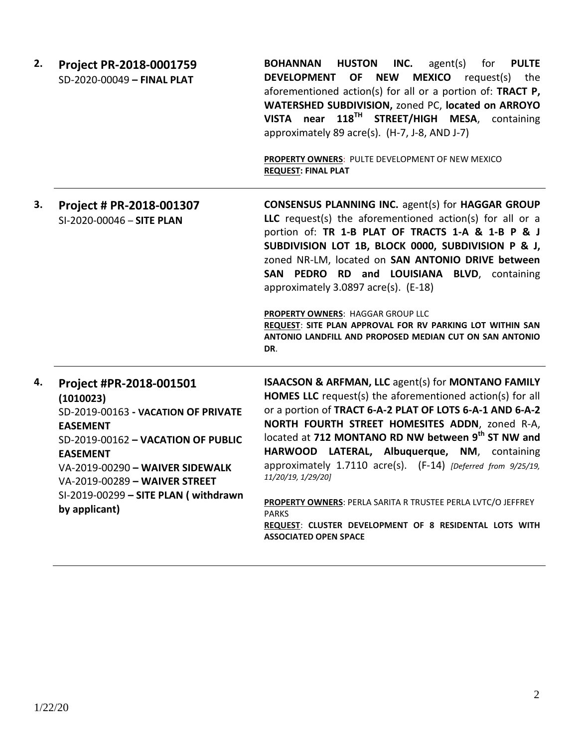| | | |
|---|---|---|
| **2.** | **Project PR-2018-0001759**<br>SD-2020-00049 **– FINAL PLAT** | **BOHANNAN HUSTON INC.** agent(s) for **PULTE DEVELOPMENT OF NEW MEXICO** request(s) the aforementioned action(s) for all or a portion of: **TRACT P, WATERSHED SUBDIVISION,** zoned PC, **located on ARROYO VISTA near 118TH STREET/HIGH MESA**, containing approximately 89 acre(s). (H-7, J-8, AND J-7)<br><br>**PROPERTY OWNERS**: PULTE DEVELOPMENT OF NEW MEXICO<br>**REQUEST: FINAL PLAT** |
| **3.** | **Project # PR-2018-001307**<br>SI-2020-00046 – **SITE PLAN** | **CONSENSUS PLANNING INC.** agent(s) for **HAGGAR GROUP LLC** request(s) the aforementioned action(s) for all or a portion of: **TR 1-B PLAT OF TRACTS 1-A & 1-B P & J SUBDIVISION LOT 1B, BLOCK 0000, SUBDIVISION P & J,** zoned NR-LM, located on **SAN ANTONIO DRIVE between SAN PEDRO RD and LOUISIANA BLVD**, containing approximately 3.0897 acre(s). (E-18)<br><br>**PROPERTY OWNERS**: HAGGAR GROUP LLC<br>**REQUEST**: **SITE PLAN APPROVAL FOR RV PARKING LOT WITHIN SAN ANTONIO LANDFILL AND PROPOSED MEDIAN CUT ON SAN ANTONIO DR**. |
| **4.** | **Project #PR-2018-001501 (1010023)**<br>SD-2019-00163 **- VACATION OF PRIVATE EASEMENT**<br>SD-2019-00162 **– VACATION OF PUBLIC EASEMENT**<br>VA-2019-00290 **– WAIVER SIDEWALK**<br>VA-2019-00289 **– WAIVER STREET**<br>SI-2019-00299 **– SITE PLAN ( withdrawn by applicant)** | **ISAACSON & ARFMAN, LLC** agent(s) for **MONTANO FAMILY HOMES LLC** request(s) the aforementioned action(s) for all or a portion of **TRACT 6-A-2 PLAT OF LOTS 6-A-1 AND 6-A-2 NORTH FOURTH STREET HOMESITES ADDN**, zoned R-A, located at **712 MONTANO RD NW between 9th ST NW and HARWOOD LATERAL, Albuquerque, NM**, containing approximately 1.7110 acre(s). (F-14) *[Deferred from 9/25/19, 11/20/19, 1/29/20]*<br><br>**PROPERTY OWNERS**: PERLA SARITA R TRUSTEE PERLA LVTC/O JEFFREY PARKS<br>**REQUEST**: **CLUSTER DEVELOPMENT OF 8 RESIDENTAL LOTS WITH ASSOCIATED OPEN SPACE** |

1/22/20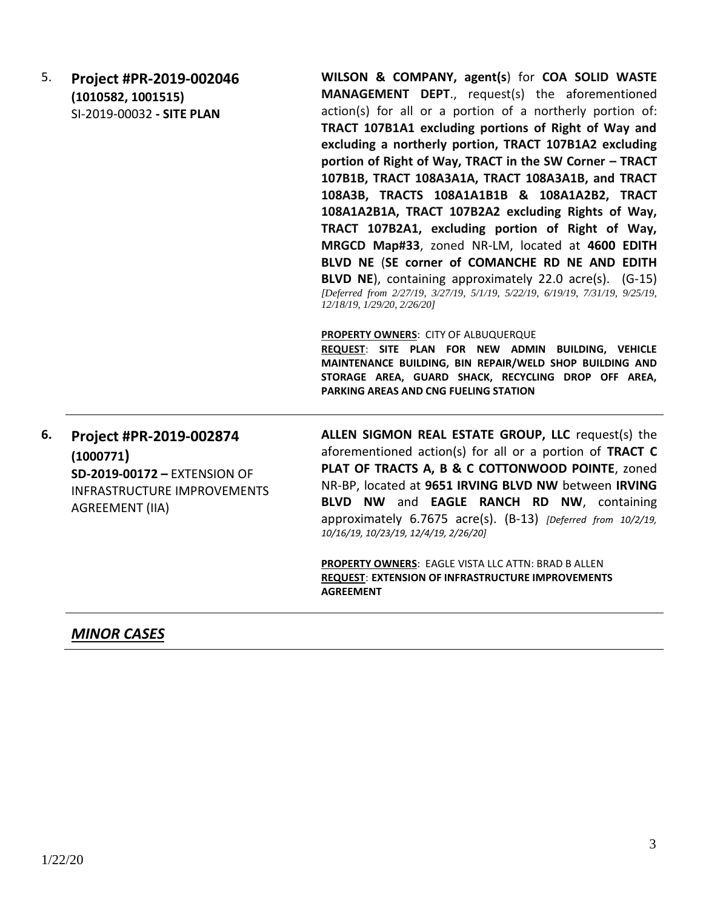| | | |
|---|---|---|
| 5. | **Project #PR-2019-002046 (1010582, 1001515)**<br>SI-2019-00032 **- SITE PLAN** | **WILSON & COMPANY, agent(s**) for **COA SOLID WASTE MANAGEMENT DEPT**., request(s) the aforementioned action(s) for all or a portion of a northerly portion of: **TRACT 107B1A1 excluding portions of Right of Way and excluding a northerly portion, TRACT 107B1A2 excluding portion of Right of Way, TRACT in the SW Corner – TRACT 107B1B, TRACT 108A3A1A, TRACT 108A3A1B, and TRACT 108A3B, TRACTS 108A1A1B1B & 108A1A2B2, TRACT 108A1A2B1A, TRACT 107B2A2 excluding Rights of Way, TRACT 107B2A1, excluding portion of Right of Way, MRGCD Map#33**, zoned NR-LM, located at **4600 EDITH BLVD NE** (**SE corner of COMANCHE RD NE AND EDITH BLVD NE**), containing approximately 22.0 acre(s). (G-15) *[Deferred from 2/27/19, 3/27/19, 5/1/19, 5/22/19, 6/19/19, 7/31/19, 9/25/19, 12/18/19, 1/29/20, 2/26/20]*<br><br>**PROPERTY OWNERS**: CITY OF ALBUQUERQUE<br>**REQUEST**: **SITE PLAN FOR NEW ADMIN BUILDING, VEHICLE MAINTENANCE BUILDING, BIN REPAIR/WELD SHOP BUILDING AND STORAGE AREA, GUARD SHACK, RECYCLING DROP OFF AREA, PARKING AREAS AND CNG FUELING STATION** |
| **6.** | **Project #PR-2019-002874 (1000771)**<br>**SD-2019-00172 –** EXTENSION OF INFRASTRUCTURE IMPROVEMENTS AGREEMENT (IIA) | **ALLEN SIGMON REAL ESTATE GROUP, LLC** request(s) the aforementioned action(s) for all or a portion of **TRACT C PLAT OF TRACTS A, B & C COTTONWOOD POINTE**, zoned NR-BP, located at **9651 IRVING BLVD NW** between **IRVING BLVD NW** and **EAGLE RANCH RD NW**, containing approximately 6.7675 acre(s). (B-13) *[Deferred from 10/2/19, 10/16/19, 10/23/19, 12/4/19, 2/26/20]*<br><br>**PROPERTY OWNERS**: EAGLE VISTA LLC ATTN: BRAD B ALLEN<br>**REQUEST**: **EXTENSION OF INFRASTRUCTURE IMPROVEMENTS AGREEMENT** |

## ***MINOR CASES***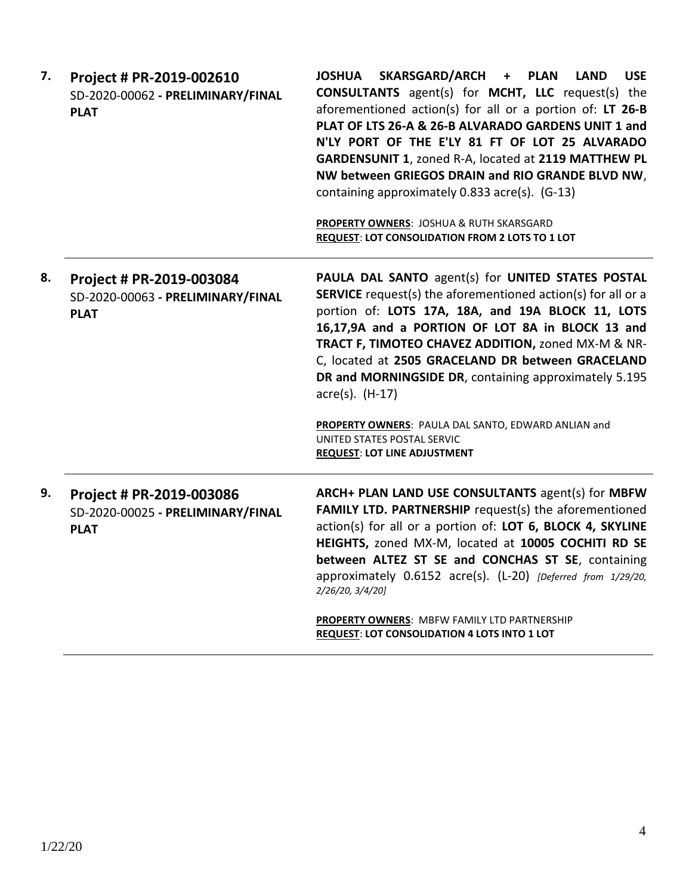| | | |
|---|---|---|
| **7.** | **Project # PR-2019-002610**<br>SD-2020-00062 **- PRELIMINARY/FINAL PLAT** | **JOSHUA SKARSGARD/ARCH + PLAN LAND USE CONSULTANTS** agent(s) for **MCHT, LLC** request(s) the aforementioned action(s) for all or a portion of: **LT 26-B PLAT OF LTS 26-A & 26-B ALVARADO GARDENS UNIT 1 and N'LY PORT OF THE E'LY 81 FT OF LOT 25 ALVARADO GARDENSUNIT 1**, zoned R-A, located at **2119 MATTHEW PL NW between GRIEGOS DRAIN and RIO GRANDE BLVD NW**, containing approximately 0.833 acre(s). (G-13)<br><br>**PROPERTY OWNERS**: JOSHUA & RUTH SKARSGARD<br>**REQUEST**: **LOT CONSOLIDATION FROM 2 LOTS TO 1 LOT** |
| **8.** | **Project # PR-2019-003084**<br>SD-2020-00063 **- PRELIMINARY/FINAL PLAT** | **PAULA DAL SANTO** agent(s) for **UNITED STATES POSTAL SERVICE** request(s) the aforementioned action(s) for all or a portion of: **LOTS 17A, 18A, and 19A BLOCK 11, LOTS 16,17,9A and a PORTION OF LOT 8A in BLOCK 13 and TRACT F, TIMOTEO CHAVEZ ADDITION,** zoned MX-M & NR-C, located at **2505 GRACELAND DR between GRACELAND DR and MORNINGSIDE DR**, containing approximately 5.195 acre(s). (H-17)<br><br>**PROPERTY OWNERS**: PAULA DAL SANTO, EDWARD ANLIAN and UNITED STATES POSTAL SERVIC<br>**REQUEST**: **LOT LINE ADJUSTMENT** |
| **9.** | **Project # PR-2019-003086**<br>SD-2020-00025 **- PRELIMINARY/FINAL PLAT** | **ARCH+ PLAN LAND USE CONSULTANTS** agent(s) for **MBFW FAMILY LTD. PARTNERSHIP** request(s) the aforementioned action(s) for all or a portion of: **LOT 6, BLOCK 4, SKYLINE HEIGHTS,** zoned MX-M, located at **10005 COCHITI RD SE between ALTEZ ST SE and CONCHAS ST SE**, containing approximately 0.6152 acre(s). (L-20) *[Deferred from 1/29/20, 2/26/20, 3/4/20]*<br><br>**PROPERTY OWNERS**: MBFW FAMILY LTD PARTNERSHIP<br>**REQUEST**: **LOT CONSOLIDATION 4 LOTS INTO 1 LOT** |

1/22/20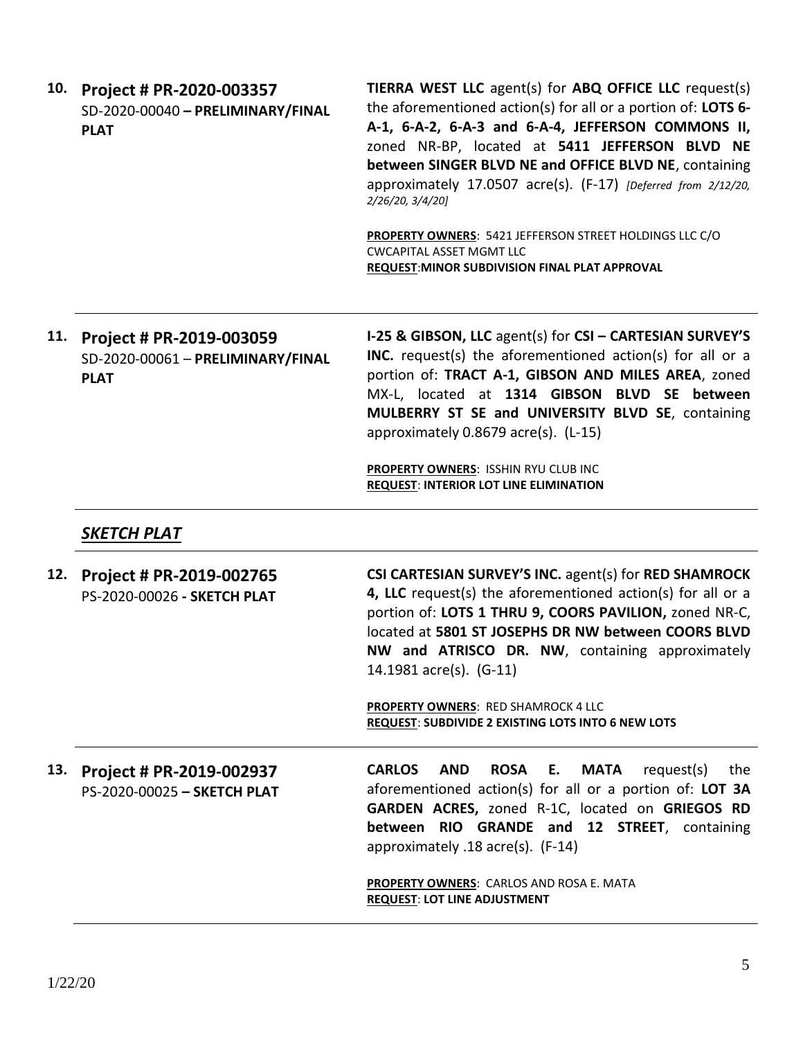**10. Project # PR-2020-003357**
SD-2020-00040 **– PRELIMINARY/FINAL PLAT**

**TIERRA WEST LLC** agent(s) for **ABQ OFFICE LLC** request(s) the aforementioned action(s) for all or a portion of: **LOTS 6-A-1, 6-A-2, 6-A-3 and 6-A-4, JEFFERSON COMMONS II,** zoned NR-BP, located at **5411 JEFFERSON BLVD NE between SINGER BLVD NE and OFFICE BLVD NE**, containing approximately 17.0507 acre(s). (F-17) *[Deferred from 2/12/20, 2/26/20, 3/4/20]*

**PROPERTY OWNERS**: 5421 JEFFERSON STREET HOLDINGS LLC C/O CWCAPITAL ASSET MGMT LLC
**REQUEST**:**MINOR SUBDIVISION FINAL PLAT APPROVAL**

---

**11. Project # PR-2019-003059**
SD-2020-00061 – **PRELIMINARY/FINAL PLAT**

**I-25 & GIBSON, LLC** agent(s) for **CSI – CARTESIAN SURVEY'S INC.** request(s) the aforementioned action(s) for all or a portion of: **TRACT A-1, GIBSON AND MILES AREA**, zoned MX-L, located at **1314 GIBSON BLVD SE between MULBERRY ST SE and UNIVERSITY BLVD SE**, containing approximately 0.8679 acre(s). (L-15)

**PROPERTY OWNERS**: ISSHIN RYU CLUB INC
**REQUEST**: **INTERIOR LOT LINE ELIMINATION**

---

## ***SKETCH PLAT***

---

**12. Project # PR-2019-002765**
PS-2020-00026 **- SKETCH PLAT**

**CSI CARTESIAN SURVEY'S INC.** agent(s) for **RED SHAMROCK 4, LLC** request(s) the aforementioned action(s) for all or a portion of: **LOTS 1 THRU 9, COORS PAVILION,** zoned NR-C, located at **5801 ST JOSEPHS DR NW between COORS BLVD NW and ATRISCO DR. NW**, containing approximately 14.1981 acre(s). (G-11)

**PROPERTY OWNERS**: RED SHAMROCK 4 LLC
**REQUEST**: **SUBDIVIDE 2 EXISTING LOTS INTO 6 NEW LOTS**

---

**13. Project # PR-2019-002937**
PS-2020-00025 **– SKETCH PLAT**

**CARLOS AND ROSA E. MATA** request(s) the aforementioned action(s) for all or a portion of: **LOT 3A GARDEN ACRES,** zoned R-1C, located on **GRIEGOS RD between RIO GRANDE and 12 STREET**, containing approximately .18 acre(s). (F-14)

**PROPERTY OWNERS**: CARLOS AND ROSA E. MATA
**REQUEST**: **LOT LINE ADJUSTMENT**

---

1/22/20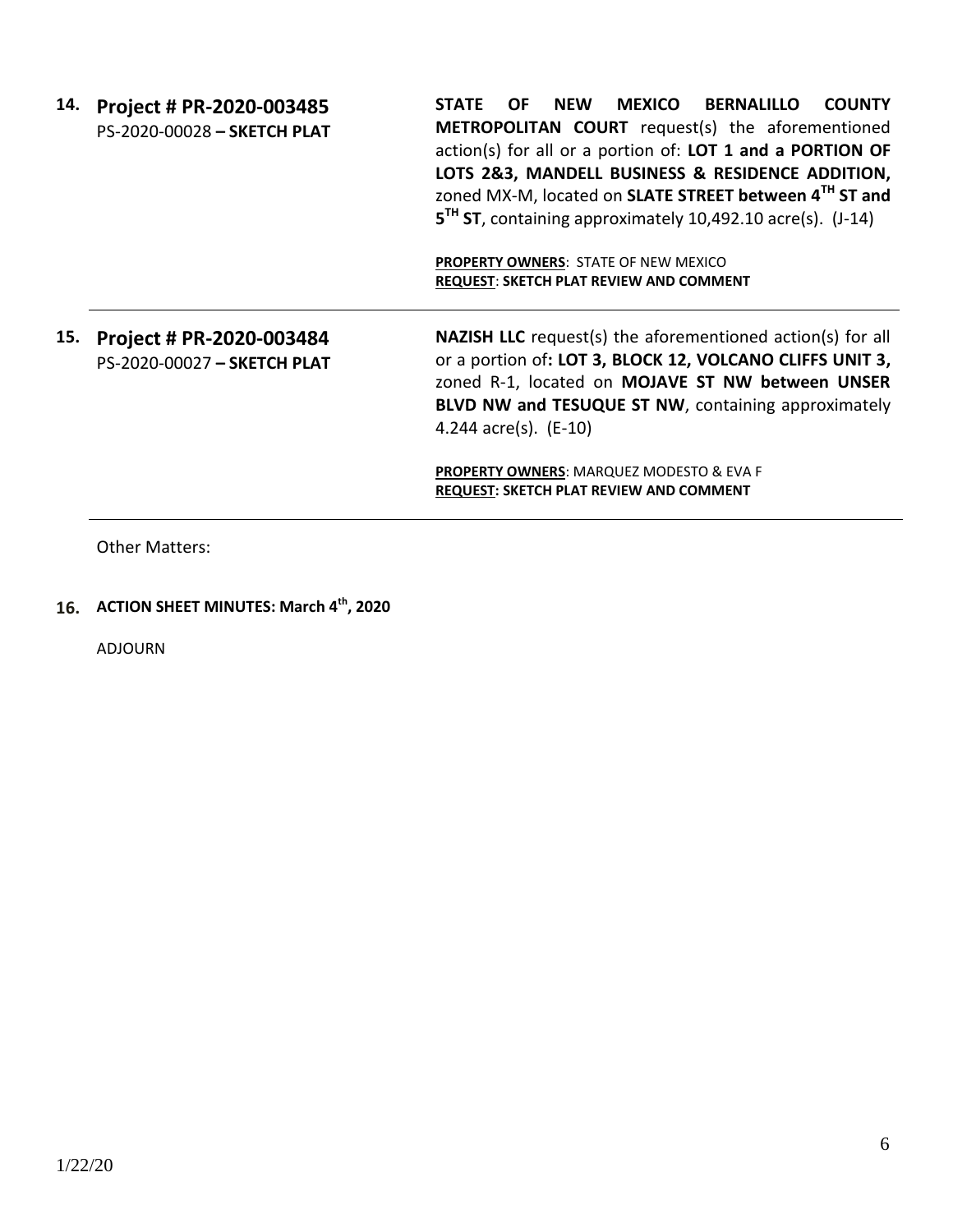| | | |
|---|---|---|
| **14.** | **Project # PR-2020-003485**<br>PS-2020-00028 **– SKETCH PLAT** | **STATE OF NEW MEXICO BERNALILLO COUNTY METROPOLITAN COURT** request(s) the aforementioned action(s) for all or a portion of: **LOT 1 and a PORTION OF LOTS 2&3, MANDELL BUSINESS & RESIDENCE ADDITION,** zoned MX-M, located on **SLATE STREET between 4TH ST and 5TH ST**, containing approximately 10,492.10 acre(s). (J-14)<br><br>**PROPERTY OWNERS**: STATE OF NEW MEXICO<br>**REQUEST**: **SKETCH PLAT REVIEW AND COMMENT** |
| **15.** | **Project # PR-2020-003484**<br>PS-2020-00027 **– SKETCH PLAT** | **NAZISH LLC** request(s) the aforementioned action(s) for all or a portion of**: LOT 3, BLOCK 12, VOLCANO CLIFFS UNIT 3,** zoned R-1, located on **MOJAVE ST NW between UNSER BLVD NW and TESUQUE ST NW**, containing approximately 4.244 acre(s). (E-10)<br><br>**PROPERTY OWNERS**: MARQUEZ MODESTO & EVA F<br>**REQUEST: SKETCH PLAT REVIEW AND COMMENT** |

Other Matters:

**16. ACTION SHEET MINUTES: March 4th, 2020**

ADJOURN

1/22/20